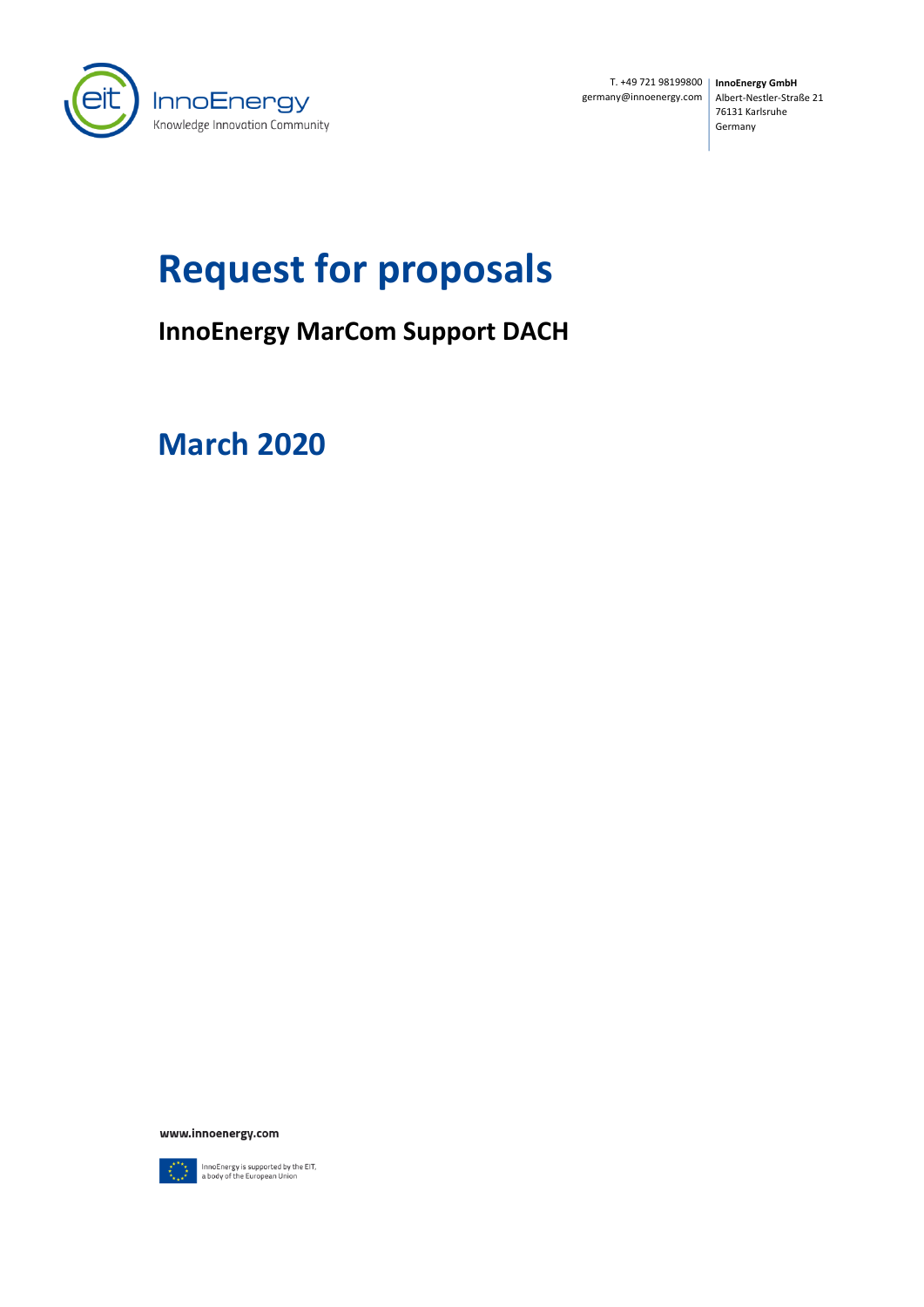T. +49 721 98199800
germany@innoenergy.com

**InnoEnergy GmbH**
Albert-Nestler-Straße 21
76131 Karlsruhe
Germany

# Request for proposals

## InnoEnergy MarCom Support DACH

# March 2020

**www.innoenergy.com**

InnoEnergy is supported by the EIT, a body of the European Union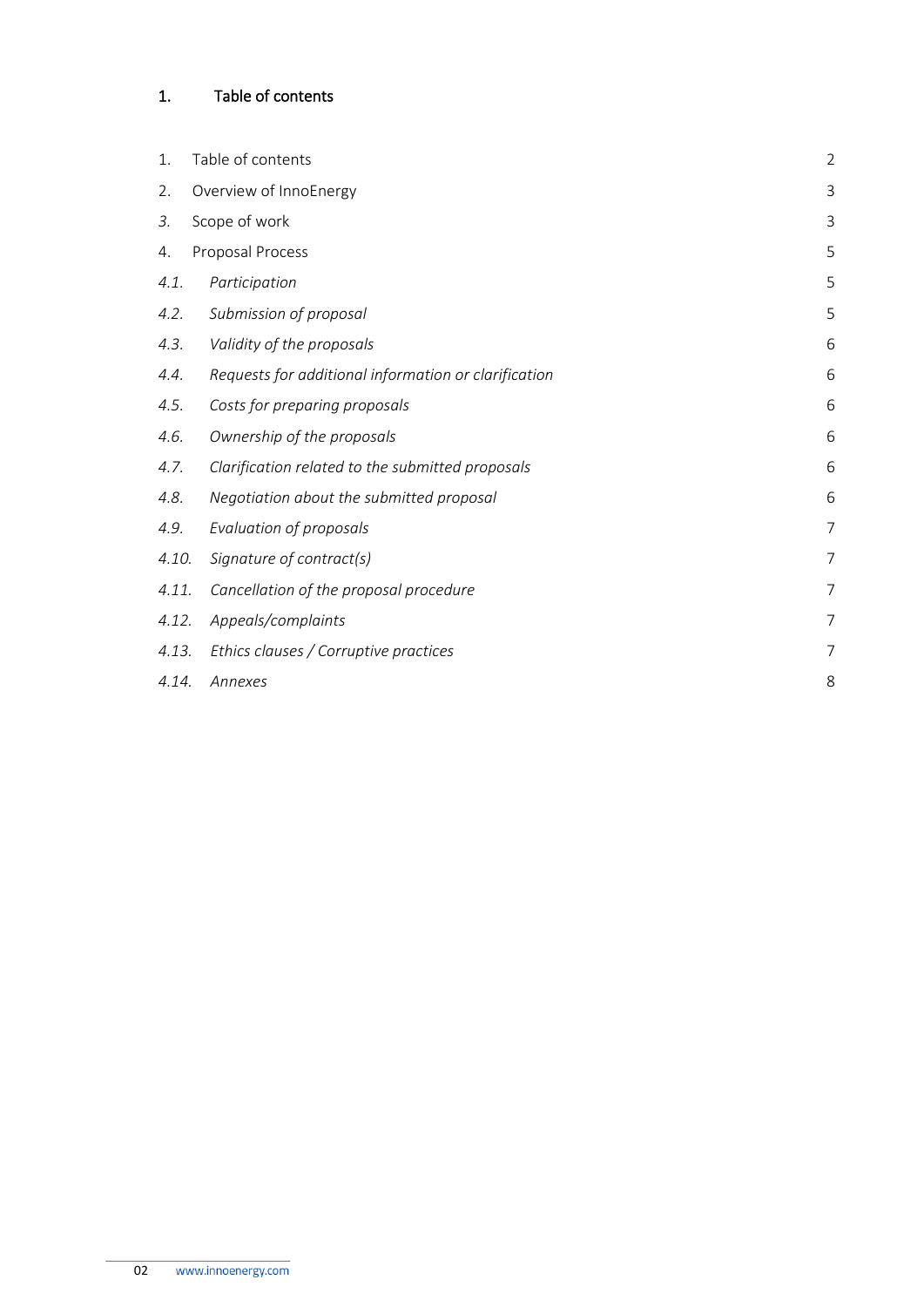## 1. Table of contents

| | | |
|---|---|---|
| 1. | Table of contents | 2 |
| 2. | Overview of InnoEnergy | 3 |
| *3.* | Scope of work | 3 |
| 4. | Proposal Process | 5 |
| *4.1.* | *Participation* | 5 |
| *4.2.* | *Submission of proposal* | 5 |
| *4.3.* | *Validity of the proposals* | 6 |
| *4.4.* | *Requests for additional information or clarification* | 6 |
| *4.5.* | *Costs for preparing proposals* | 6 |
| *4.6.* | *Ownership of the proposals* | 6 |
| *4.7.* | *Clarification related to the submitted proposals* | 6 |
| *4.8.* | *Negotiation about the submitted proposal* | 6 |
| *4.9.* | *Evaluation of proposals* | 7 |
| *4.10.* | *Signature of contract(s)* | 7 |
| *4.11.* | *Cancellation of the proposal procedure* | 7 |
| *4.12.* | *Appeals/complaints* | 7 |
| *4.13.* | *Ethics clauses / Corruptive practices* | 7 |
| *4.14.* | *Annexes* | 8 |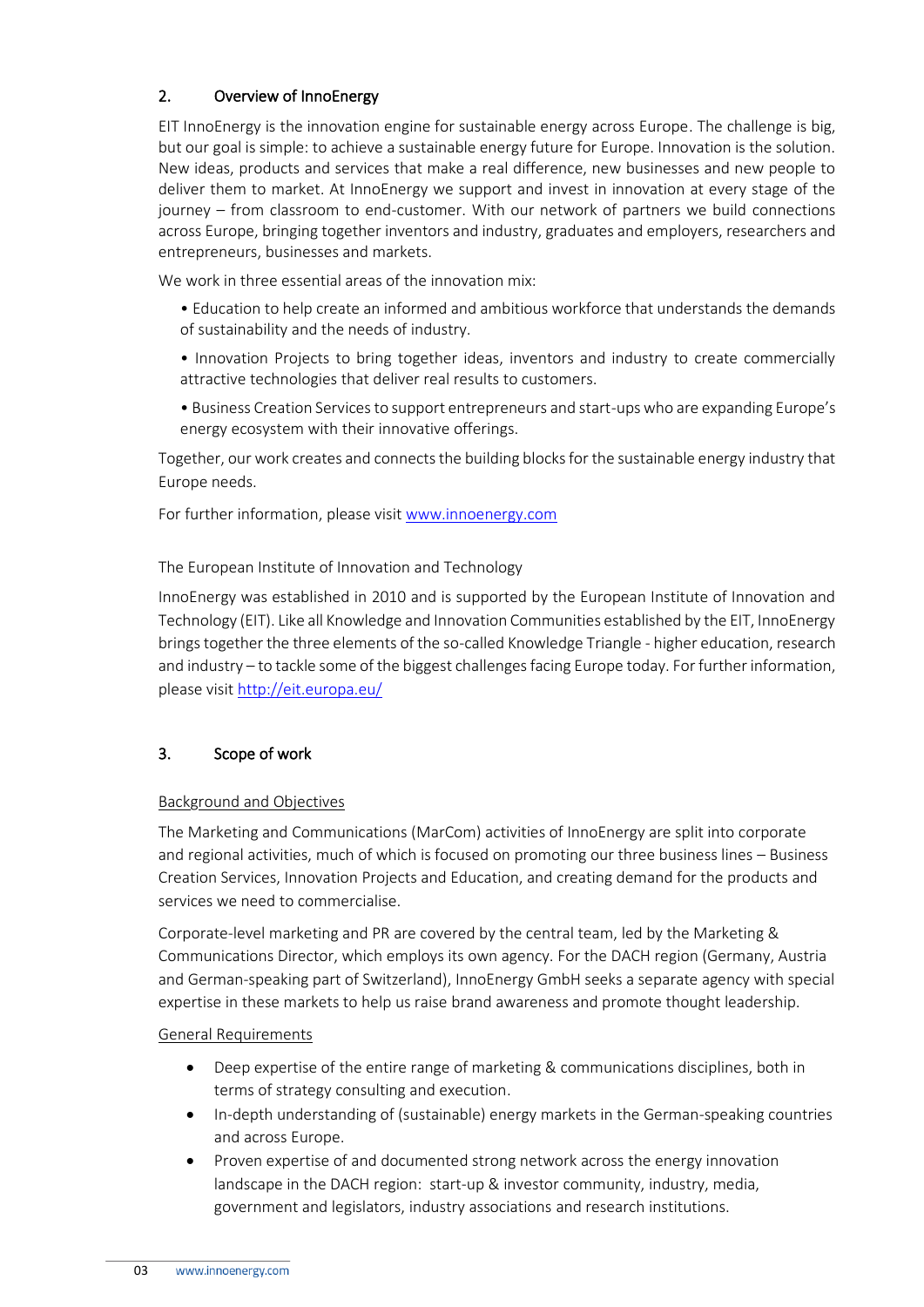## 2. Overview of InnoEnergy

EIT InnoEnergy is the innovation engine for sustainable energy across Europe. The challenge is big, but our goal is simple: to achieve a sustainable energy future for Europe. Innovation is the solution. New ideas, products and services that make a real difference, new businesses and new people to deliver them to market. At InnoEnergy we support and invest in innovation at every stage of the journey – from classroom to end-customer. With our network of partners we build connections across Europe, bringing together inventors and industry, graduates and employers, researchers and entrepreneurs, businesses and markets.

We work in three essential areas of the innovation mix:

- Education to help create an informed and ambitious workforce that understands the demands of sustainability and the needs of industry.
- Innovation Projects to bring together ideas, inventors and industry to create commercially attractive technologies that deliver real results to customers.
- Business Creation Services to support entrepreneurs and start-ups who are expanding Europe's energy ecosystem with their innovative offerings.

Together, our work creates and connects the building blocks for the sustainable energy industry that Europe needs.

For further information, please visit [www.innoenergy.com](www.innoenergy.com)

The European Institute of Innovation and Technology

InnoEnergy was established in 2010 and is supported by the European Institute of Innovation and Technology (EIT). Like all Knowledge and Innovation Communities established by the EIT, InnoEnergy brings together the three elements of the so-called Knowledge Triangle - higher education, research and industry – to tackle some of the biggest challenges facing Europe today. For further information, please visit [http://eit.europa.eu/](http://eit.europa.eu/)

## 3. Scope of work

Background and Objectives

The Marketing and Communications (MarCom) activities of InnoEnergy are split into corporate and regional activities, much of which is focused on promoting our three business lines – Business Creation Services, Innovation Projects and Education, and creating demand for the products and services we need to commercialise.

Corporate-level marketing and PR are covered by the central team, led by the Marketing & Communications Director, which employs its own agency. For the DACH region (Germany, Austria and German-speaking part of Switzerland), InnoEnergy GmbH seeks a separate agency with special expertise in these markets to help us raise brand awareness and promote thought leadership.

General Requirements

- Deep expertise of the entire range of marketing & communications disciplines, both in terms of strategy consulting and execution.
- In-depth understanding of (sustainable) energy markets in the German-speaking countries and across Europe.
- Proven expertise of and documented strong network across the energy innovation landscape in the DACH region: start-up & investor community, industry, media, government and legislators, industry associations and research institutions.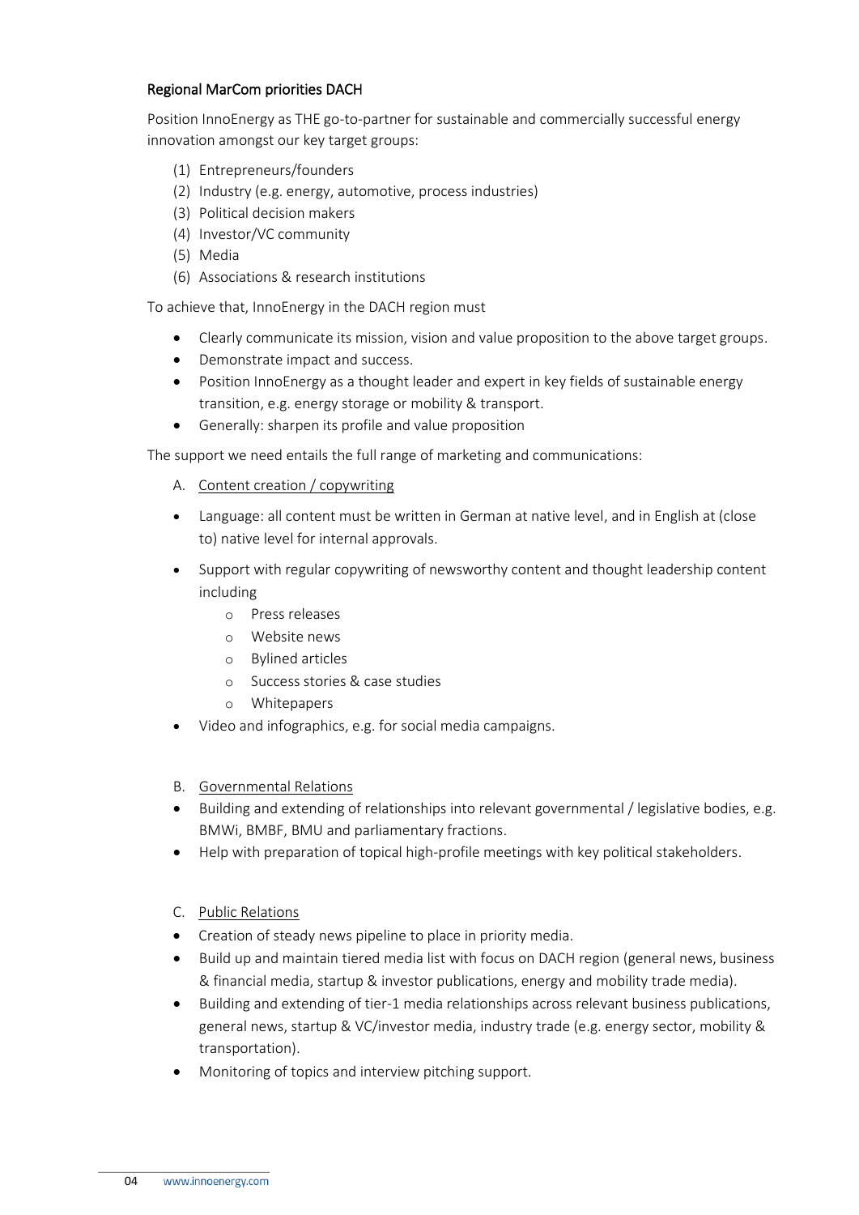## Regional MarCom priorities DACH

Position InnoEnergy as THE go-to-partner for sustainable and commercially successful energy innovation amongst our key target groups:

(1) Entrepreneurs/founders
(2) Industry (e.g. energy, automotive, process industries)
(3) Political decision makers
(4) Investor/VC community
(5) Media
(6) Associations & research institutions

To achieve that, InnoEnergy in the DACH region must

- Clearly communicate its mission, vision and value proposition to the above target groups.
- Demonstrate impact and success.
- Position InnoEnergy as a thought leader and expert in key fields of sustainable energy transition, e.g. energy storage or mobility & transport.
- Generally: sharpen its profile and value proposition

The support we need entails the full range of marketing and communications:

A. <u>Content creation / copywriting</u>

- Language: all content must be written in German at native level, and in English at (close to) native level for internal approvals.
- Support with regular copywriting of newsworthy content and thought leadership content including
  - Press releases
  - Website news
  - Bylined articles
  - Success stories & case studies
  - Whitepapers
- Video and infographics, e.g. for social media campaigns.

B. <u>Governmental Relations</u>

- Building and extending of relationships into relevant governmental / legislative bodies, e.g. BMWi, BMBF, BMU and parliamentary fractions.
- Help with preparation of topical high-profile meetings with key political stakeholders.

C. <u>Public Relations</u>

- Creation of steady news pipeline to place in priority media.
- Build up and maintain tiered media list with focus on DACH region (general news, business & financial media, startup & investor publications, energy and mobility trade media).
- Building and extending of tier-1 media relationships across relevant business publications, general news, startup & VC/investor media, industry trade (e.g. energy sector, mobility & transportation).
- Monitoring of topics and interview pitching support.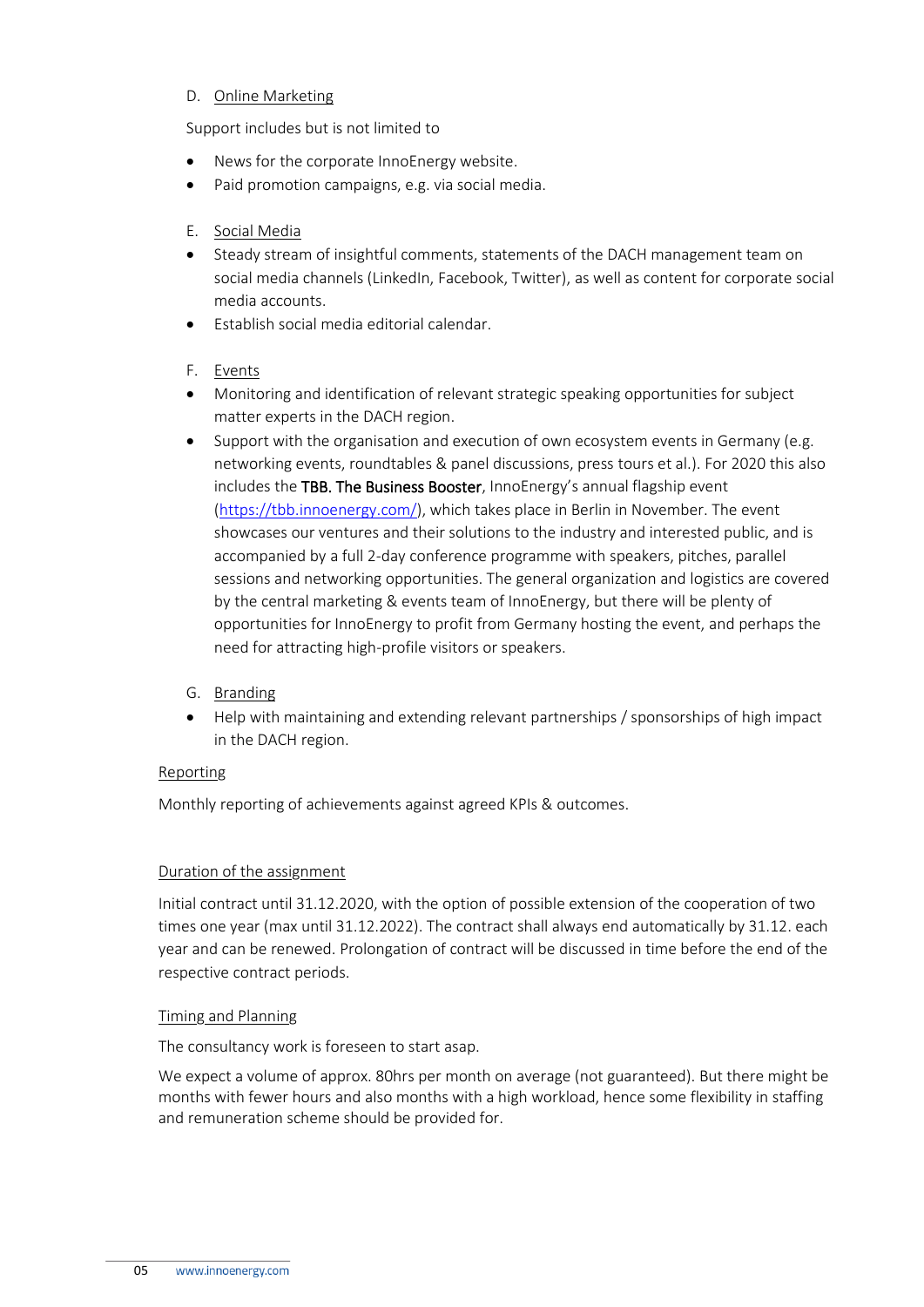D. Online Marketing

Support includes but is not limited to

- News for the corporate InnoEnergy website.
- Paid promotion campaigns, e.g. via social media.

E. Social Media

- Steady stream of insightful comments, statements of the DACH management team on social media channels (LinkedIn, Facebook, Twitter), as well as content for corporate social media accounts.
- Establish social media editorial calendar.

F. Events

- Monitoring and identification of relevant strategic speaking opportunities for subject matter experts in the DACH region.
- Support with the organisation and execution of own ecosystem events in Germany (e.g. networking events, roundtables & panel discussions, press tours et al.). For 2020 this also includes the **TBB. The Business Booster**, InnoEnergy's annual flagship event ([https://tbb.innoenergy.com/](https://tbb.innoenergy.com/)), which takes place in Berlin in November. The event showcases our ventures and their solutions to the industry and interested public, and is accompanied by a full 2-day conference programme with speakers, pitches, parallel sessions and networking opportunities. The general organization and logistics are covered by the central marketing & events team of InnoEnergy, but there will be plenty of opportunities for InnoEnergy to profit from Germany hosting the event, and perhaps the need for attracting high-profile visitors or speakers.

G. Branding

- Help with maintaining and extending relevant partnerships / sponsorships of high impact in the DACH region.

Reporting

Monthly reporting of achievements against agreed KPIs & outcomes.

Duration of the assignment

Initial contract until 31.12.2020, with the option of possible extension of the cooperation of two times one year (max until 31.12.2022). The contract shall always end automatically by 31.12. each year and can be renewed. Prolongation of contract will be discussed in time before the end of the respective contract periods.

Timing and Planning

The consultancy work is foreseen to start asap.

We expect a volume of approx. 80hrs per month on average (not guaranteed). But there might be months with fewer hours and also months with a high workload, hence some flexibility in staffing and remuneration scheme should be provided for.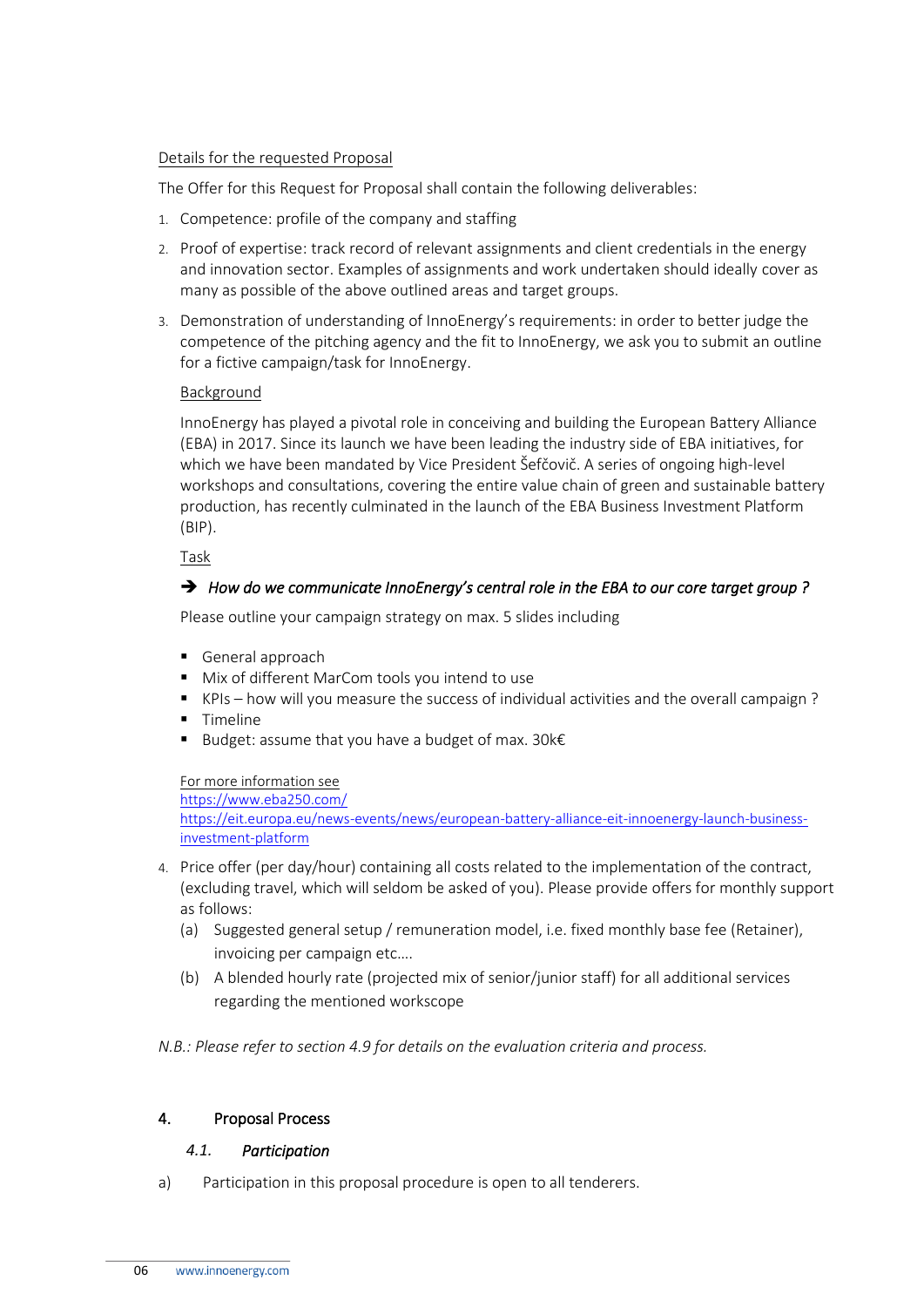Details for the requested Proposal

The Offer for this Request for Proposal shall contain the following deliverables:

1. Competence: profile of the company and staffing
2. Proof of expertise: track record of relevant assignments and client credentials in the energy and innovation sector. Examples of assignments and work undertaken should ideally cover as many as possible of the above outlined areas and target groups.
3. Demonstration of understanding of InnoEnergy's requirements: in order to better judge the competence of the pitching agency and the fit to InnoEnergy, we ask you to submit an outline for a fictive campaign/task for InnoEnergy.

   Background

   InnoEnergy has played a pivotal role in conceiving and building the European Battery Alliance (EBA) in 2017. Since its launch we have been leading the industry side of EBA initiatives, for which we have been mandated by Vice President Šefčovič. A series of ongoing high-level workshops and consultations, covering the entire value chain of green and sustainable battery production, has recently culminated in the launch of the EBA Business Investment Platform (BIP).

   Task

   ➔ *How do we communicate InnoEnergy's central role in the EBA to our core target group ?*

   Please outline your campaign strategy on max. 5 slides including

   - General approach
   - Mix of different MarCom tools you intend to use
   - KPIs – how will you measure the success of individual activities and the overall campaign ?
   - Timeline
   - Budget: assume that you have a budget of max. 30k€

   For more information see
   https://www.eba250.com/
   https://eit.europa.eu/news-events/news/european-battery-alliance-eit-innoenergy-launch-business-investment-platform

4. Price offer (per day/hour) containing all costs related to the implementation of the contract, (excluding travel, which will seldom be asked of you). Please provide offers for monthly support as follows:
   (a) Suggested general setup / remuneration model, i.e. fixed monthly base fee (Retainer), invoicing per campaign etc.…
   (b) A blended hourly rate (projected mix of senior/junior staff) for all additional services regarding the mentioned workscope

*N.B.: Please refer to section 4.9 for details on the evaluation criteria and process.*

## 4. Proposal Process

### *4.1. Participation*

a) Participation in this proposal procedure is open to all tenderers.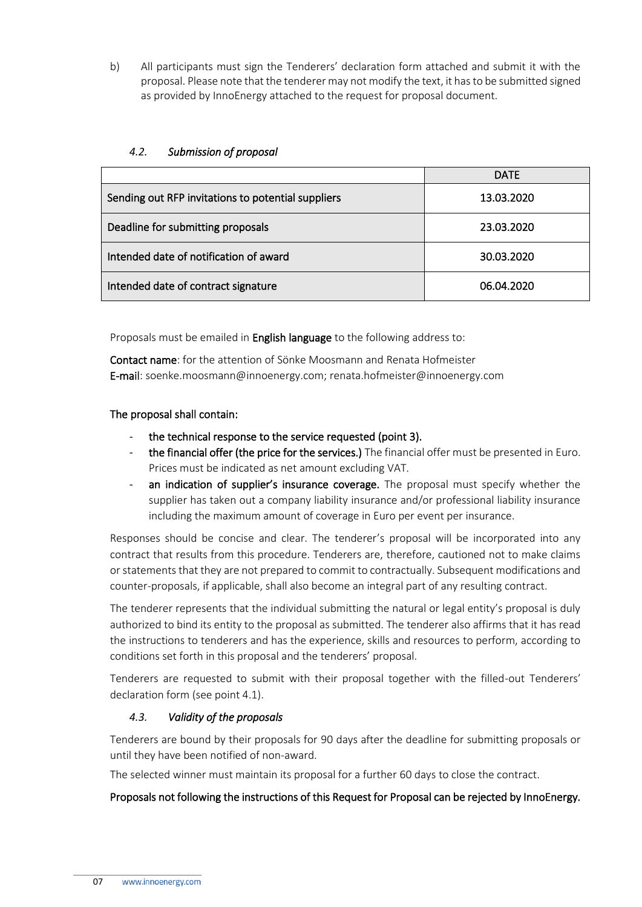b) All participants must sign the Tenderers' declaration form attached and submit it with the proposal. Please note that the tenderer may not modify the text, it has to be submitted signed as provided by InnoEnergy attached to the request for proposal document.

### *4.2. Submission of proposal*

| | DATE |
|---|---|
| Sending out RFP invitations to potential suppliers | 13.03.2020 |
| Deadline for submitting proposals | 23.03.2020 |
| Intended date of notification of award | 30.03.2020 |
| Intended date of contract signature | 06.04.2020 |

Proposals must be emailed in **English language** to the following address to:

**Contact name**: for the attention of Sönke Moosmann and Renata Hofmeister
**E-mail**: soenke.moosmann@innoenergy.com; renata.hofmeister@innoenergy.com

**The proposal shall contain:**

- **the technical response to the service requested (point 3).**
- **the financial offer (the price for the services.)** The financial offer must be presented in Euro. Prices must be indicated as net amount excluding VAT.
- **an indication of supplier's insurance coverage.** The proposal must specify whether the supplier has taken out a company liability insurance and/or professional liability insurance including the maximum amount of coverage in Euro per event per insurance.

Responses should be concise and clear. The tenderer's proposal will be incorporated into any contract that results from this procedure. Tenderers are, therefore, cautioned not to make claims or statements that they are not prepared to commit to contractually. Subsequent modifications and counter-proposals, if applicable, shall also become an integral part of any resulting contract.

The tenderer represents that the individual submitting the natural or legal entity's proposal is duly authorized to bind its entity to the proposal as submitted. The tenderer also affirms that it has read the instructions to tenderers and has the experience, skills and resources to perform, according to conditions set forth in this proposal and the tenderers' proposal.

Tenderers are requested to submit with their proposal together with the filled-out Tenderers' declaration form (see point 4.1).

### *4.3. Validity of the proposals*

Tenderers are bound by their proposals for 90 days after the deadline for submitting proposals or until they have been notified of non-award.

The selected winner must maintain its proposal for a further 60 days to close the contract.

**Proposals not following the instructions of this Request for Proposal can be rejected by InnoEnergy.**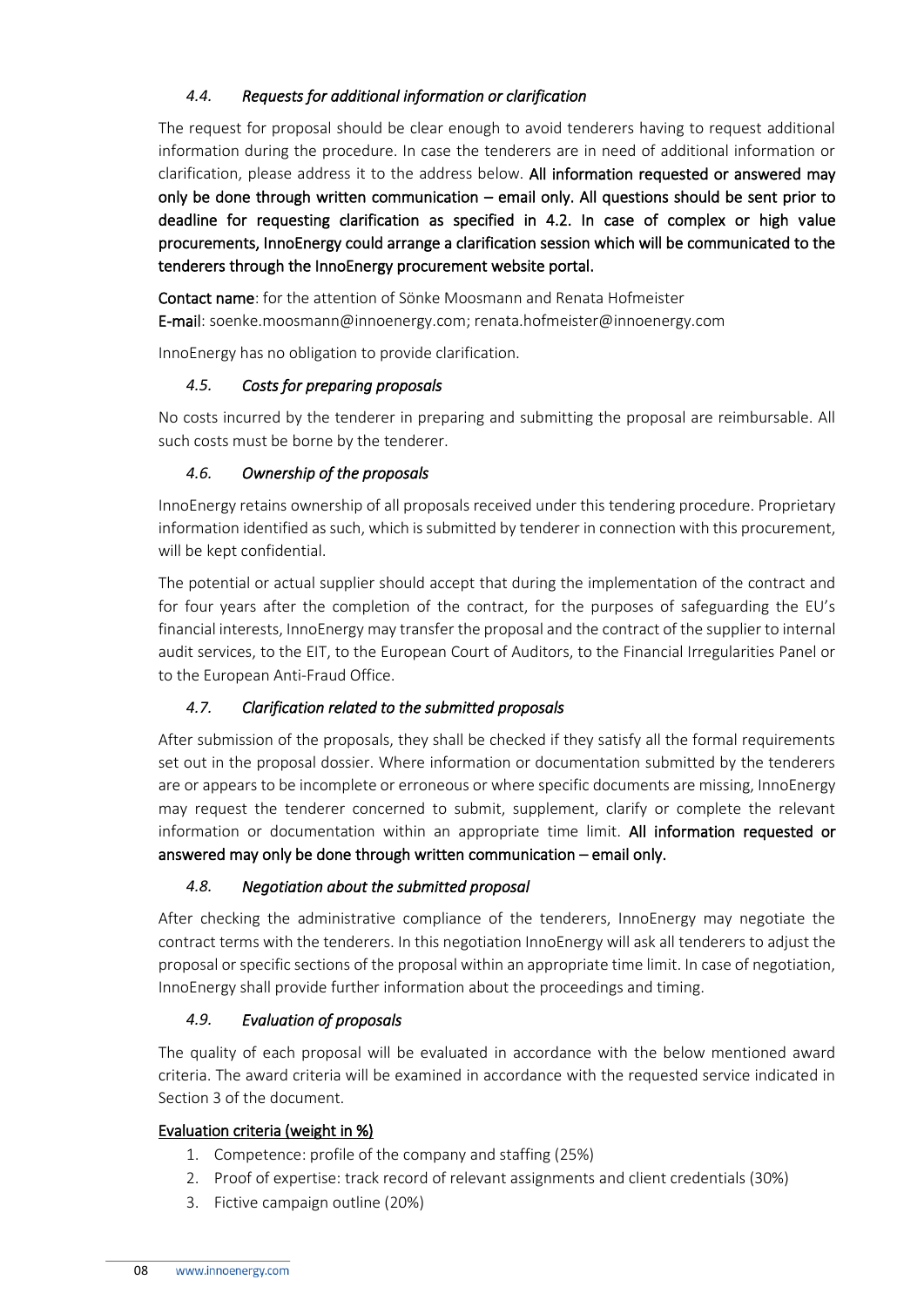### *4.4. Requests for additional information or clarification*

The request for proposal should be clear enough to avoid tenderers having to request additional information during the procedure. In case the tenderers are in need of additional information or clarification, please address it to the address below. **All information requested or answered may only be done through written communication – email only. All questions should be sent prior to deadline for requesting clarification as specified in 4.2. In case of complex or high value procurements, InnoEnergy could arrange a clarification session which will be communicated to the tenderers through the InnoEnergy procurement website portal.**

**Contact name**: for the attention of Sönke Moosmann and Renata Hofmeister
**E-mail**: soenke.moosmann@innoenergy.com; renata.hofmeister@innoenergy.com

InnoEnergy has no obligation to provide clarification.

### *4.5. Costs for preparing proposals*

No costs incurred by the tenderer in preparing and submitting the proposal are reimbursable. All such costs must be borne by the tenderer.

### *4.6. Ownership of the proposals*

InnoEnergy retains ownership of all proposals received under this tendering procedure. Proprietary information identified as such, which is submitted by tenderer in connection with this procurement, will be kept confidential.

The potential or actual supplier should accept that during the implementation of the contract and for four years after the completion of the contract, for the purposes of safeguarding the EU's financial interests, InnoEnergy may transfer the proposal and the contract of the supplier to internal audit services, to the EIT, to the European Court of Auditors, to the Financial Irregularities Panel or to the European Anti-Fraud Office.

### *4.7. Clarification related to the submitted proposals*

After submission of the proposals, they shall be checked if they satisfy all the formal requirements set out in the proposal dossier. Where information or documentation submitted by the tenderers are or appears to be incomplete or erroneous or where specific documents are missing, InnoEnergy may request the tenderer concerned to submit, supplement, clarify or complete the relevant information or documentation within an appropriate time limit. **All information requested or answered may only be done through written communication – email only.**

### *4.8. Negotiation about the submitted proposal*

After checking the administrative compliance of the tenderers, InnoEnergy may negotiate the contract terms with the tenderers. In this negotiation InnoEnergy will ask all tenderers to adjust the proposal or specific sections of the proposal within an appropriate time limit. In case of negotiation, InnoEnergy shall provide further information about the proceedings and timing.

### *4.9. Evaluation of proposals*

The quality of each proposal will be evaluated in accordance with the below mentioned award criteria. The award criteria will be examined in accordance with the requested service indicated in Section 3 of the document.

**Evaluation criteria (weight in %)**

1. Competence: profile of the company and staffing (25%)
2. Proof of expertise: track record of relevant assignments and client credentials (30%)
3. Fictive campaign outline (20%)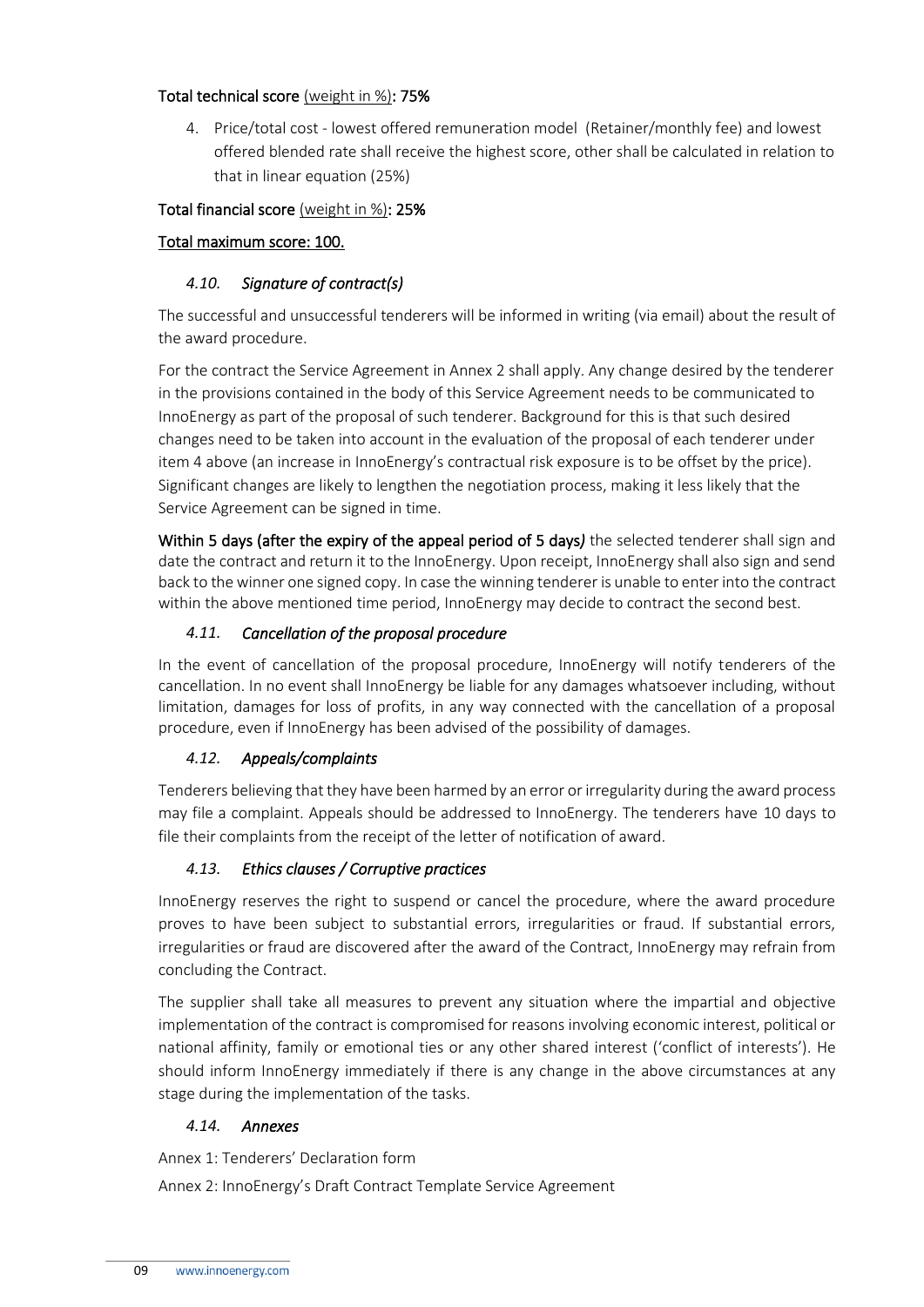**Total technical score** (weight in %)**: 75%**

4. Price/total cost - lowest offered remuneration model (Retainer/monthly fee) and lowest offered blended rate shall receive the highest score, other shall be calculated in relation to that in linear equation (25%)

**Total financial score** (weight in %)**: 25%**

**Total maximum score: 100.**

### *4.10. Signature of contract(s)*

The successful and unsuccessful tenderers will be informed in writing (via email) about the result of the award procedure.

For the contract the Service Agreement in Annex 2 shall apply. Any change desired by the tenderer in the provisions contained in the body of this Service Agreement needs to be communicated to InnoEnergy as part of the proposal of such tenderer. Background for this is that such desired changes need to be taken into account in the evaluation of the proposal of each tenderer under item 4 above (an increase in InnoEnergy's contractual risk exposure is to be offset by the price). Significant changes are likely to lengthen the negotiation process, making it less likely that the Service Agreement can be signed in time.

**Within 5 days (after the expiry of the appeal period of 5 days***)* the selected tenderer shall sign and date the contract and return it to the InnoEnergy. Upon receipt, InnoEnergy shall also sign and send back to the winner one signed copy. In case the winning tenderer is unable to enter into the contract within the above mentioned time period, InnoEnergy may decide to contract the second best.

### *4.11. Cancellation of the proposal procedure*

In the event of cancellation of the proposal procedure, InnoEnergy will notify tenderers of the cancellation. In no event shall InnoEnergy be liable for any damages whatsoever including, without limitation, damages for loss of profits, in any way connected with the cancellation of a proposal procedure, even if InnoEnergy has been advised of the possibility of damages.

### *4.12. Appeals/complaints*

Tenderers believing that they have been harmed by an error or irregularity during the award process may file a complaint. Appeals should be addressed to InnoEnergy. The tenderers have 10 days to file their complaints from the receipt of the letter of notification of award.

### *4.13. Ethics clauses / Corruptive practices*

InnoEnergy reserves the right to suspend or cancel the procedure, where the award procedure proves to have been subject to substantial errors, irregularities or fraud. If substantial errors, irregularities or fraud are discovered after the award of the Contract, InnoEnergy may refrain from concluding the Contract.

The supplier shall take all measures to prevent any situation where the impartial and objective implementation of the contract is compromised for reasons involving economic interest, political or national affinity, family or emotional ties or any other shared interest ('conflict of interests'). He should inform InnoEnergy immediately if there is any change in the above circumstances at any stage during the implementation of the tasks.

### *4.14. Annexes*

Annex 1: Tenderers' Declaration form

Annex 2: InnoEnergy's Draft Contract Template Service Agreement